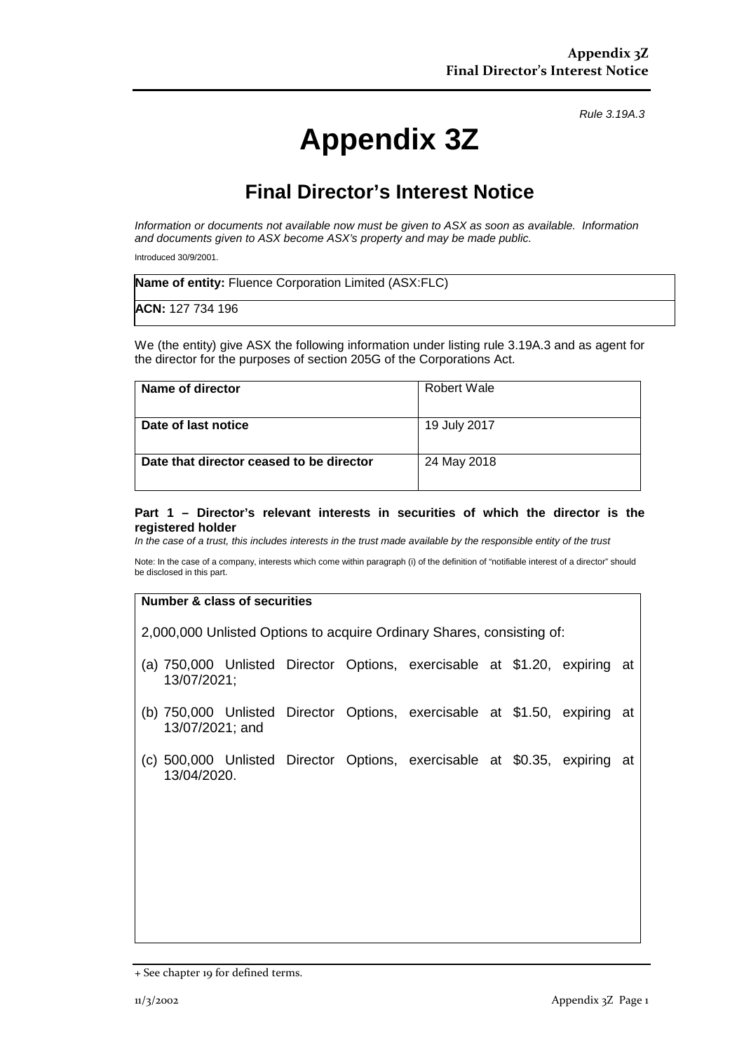*Rule 3.19A.3*

# Appendix 3Z

## Final Director's Interest Notice

*Information or documents not available now must be given to ASX as soon as available. Information and documents given to ASX become ASX's property and may be made public.*

Introduced 30/9/2001.

| **Name of entity:** Fluence Corporation Limited (ASX:FLC) |
|---|
| **ACN:** 127 734 196 |

We (the entity) give ASX the following information under listing rule 3.19A.3 and as agent for the director for the purposes of section 205G of the Corporations Act.

| **Name of director** | Robert Wale |
|---|---|
| **Date of last notice** | 19 July 2017 |
| **Date that director ceased to be director** | 24 May 2018 |

#### Part 1 – Director's relevant interests in securities of which the director is the registered holder

*In the case of a trust, this includes interests in the trust made available by the responsible entity of the trust*

Note: In the case of a company, interests which come within paragraph (i) of the definition of "notifiable interest of a director" should be disclosed in this part.

**Number & class of securities**

2,000,000 Unlisted Options to acquire Ordinary Shares, consisting of:

(a) 750,000 Unlisted Director Options, exercisable at $1.20, expiring at 13/07/2021;

(b) 750,000 Unlisted Director Options, exercisable at $1.50, expiring at 13/07/2021; and

(c) 500,000 Unlisted Director Options, exercisable at $0.35, expiring at 13/04/2020.

+ See chapter 19 for defined terms.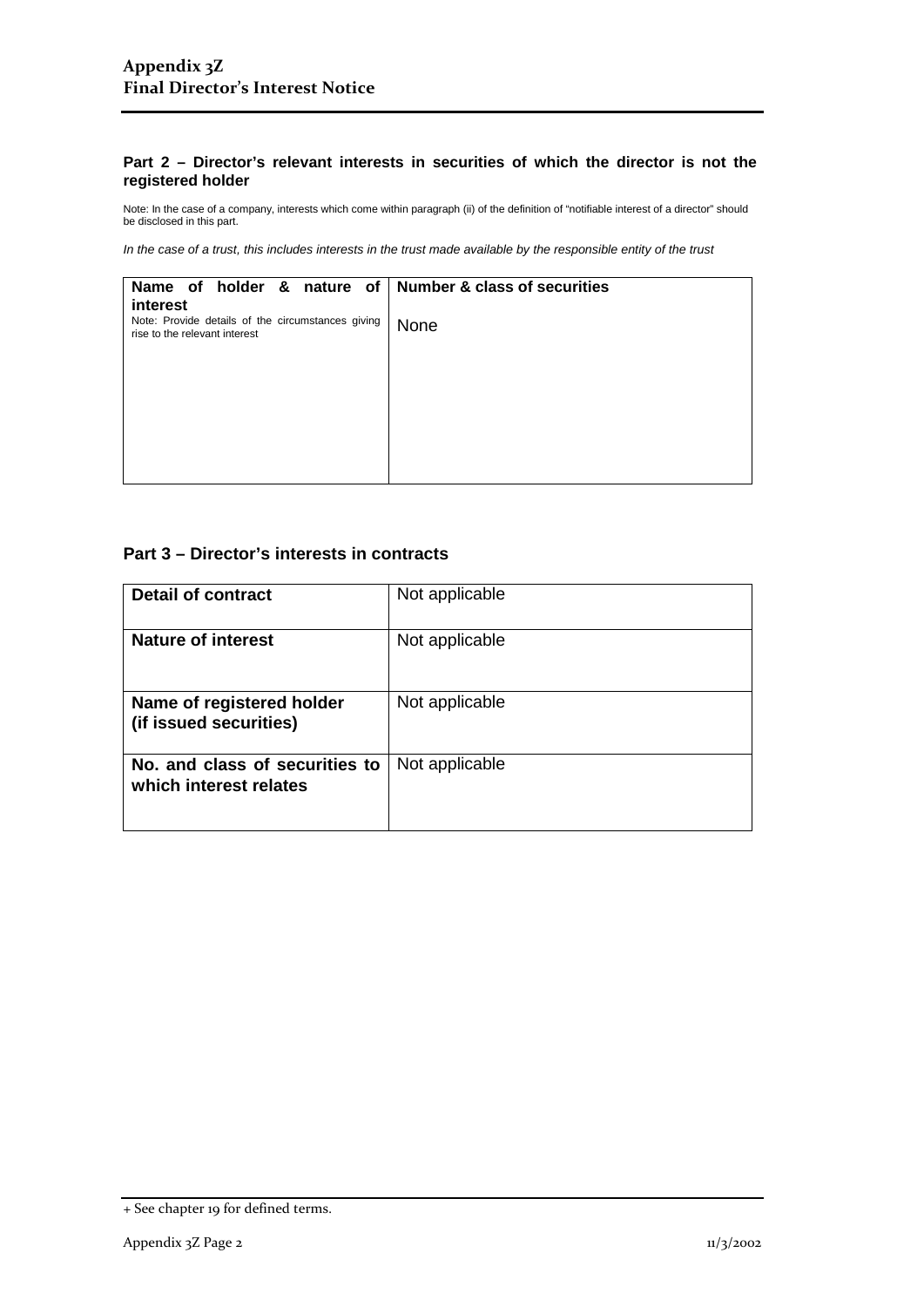### Part 2 – Director's relevant interests in securities of which the director is not the registered holder

Note: In the case of a company, interests which come within paragraph (ii) of the definition of "notifiable interest of a director" should be disclosed in this part.

*In the case of a trust, this includes interests in the trust made available by the responsible entity of the trust*

| **Name of holder & nature of interest**<br>Note: Provide details of the circumstances giving rise to the relevant interest | **Number & class of securities** |
|---|---|
| | None |

### Part 3 – Director's interests in contracts

| | |
|---|---|
| **Detail of contract** | Not applicable |
| **Nature of interest** | Not applicable |
| **Name of registered holder (if issued securities)** | Not applicable |
| **No. and class of securities to which interest relates** | Not applicable |

+ See chapter 19 for defined terms.